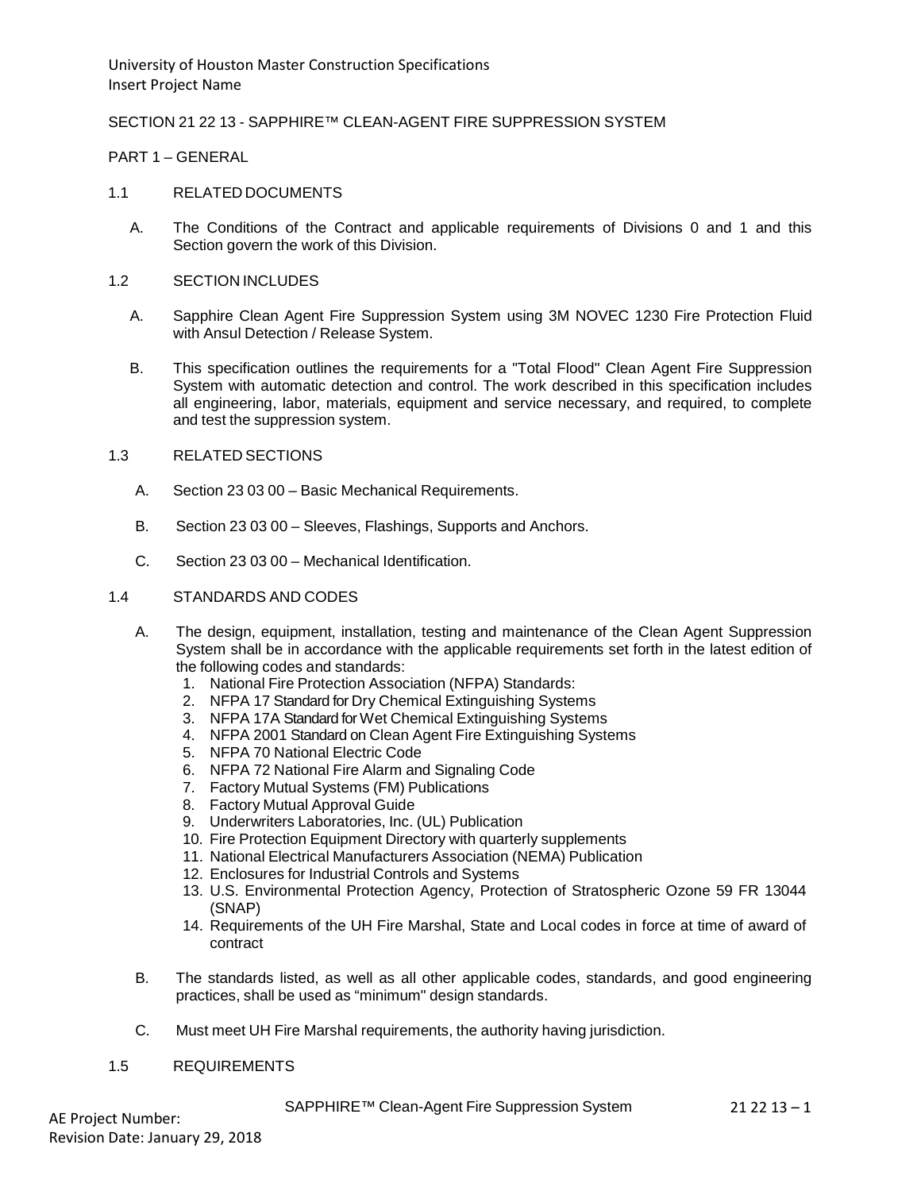# SECTION 21 22 13 - SAPPHIRE™ CLEAN-AGENT FIRE SUPPRESSION SYSTEM

## PART 1 – GENERAL

### 1.1 RELATED DOCUMENTS

A. The Conditions of the Contract and applicable requirements of Divisions 0 and 1 and this Section govern the work of this Division.

### 1.2 SECTION INCLUDES

A. Sapphire Clean Agent Fire Suppression System using 3M NOVEC 1230 Fire Protection Fluid with Ansul Detection / Release System.

B. This specification outlines the requirements for a "Total Flood" Clean Agent Fire Suppression System with automatic detection and control. The work described in this specification includes all engineering, labor, materials, equipment and service necessary, and required, to complete and test the suppression system.

### 1.3 RELATED SECTIONS

A. Section 23 03 00 – Basic Mechanical Requirements.

B. Section 23 03 00 – Sleeves, Flashings, Supports and Anchors.

C. Section 23 03 00 – Mechanical Identification.

### 1.4 STANDARDS AND CODES

A. The design, equipment, installation, testing and maintenance of the Clean Agent Suppression System shall be in accordance with the applicable requirements set forth in the latest edition of the following codes and standards:

1. National Fire Protection Association (NFPA) Standards:
2. NFPA 17 Standard for Dry Chemical Extinguishing Systems
3. NFPA 17A Standard for Wet Chemical Extinguishing Systems
4. NFPA 2001 Standard on Clean Agent Fire Extinguishing Systems
5. NFPA 70 National Electric Code
6. NFPA 72 National Fire Alarm and Signaling Code
7. Factory Mutual Systems (FM) Publications
8. Factory Mutual Approval Guide
9. Underwriters Laboratories, Inc. (UL) Publication
10. Fire Protection Equipment Directory with quarterly supplements
11. National Electrical Manufacturers Association (NEMA) Publication
12. Enclosures for Industrial Controls and Systems
13. U.S. Environmental Protection Agency, Protection of Stratospheric Ozone 59 FR 13044 (SNAP)
14. Requirements of the UH Fire Marshal, State and Local codes in force at time of award of contract

B. The standards listed, as well as all other applicable codes, standards, and good engineering practices, shall be used as "minimum" design standards.

C. Must meet UH Fire Marshal requirements, the authority having jurisdiction.

### 1.5 REQUIREMENTS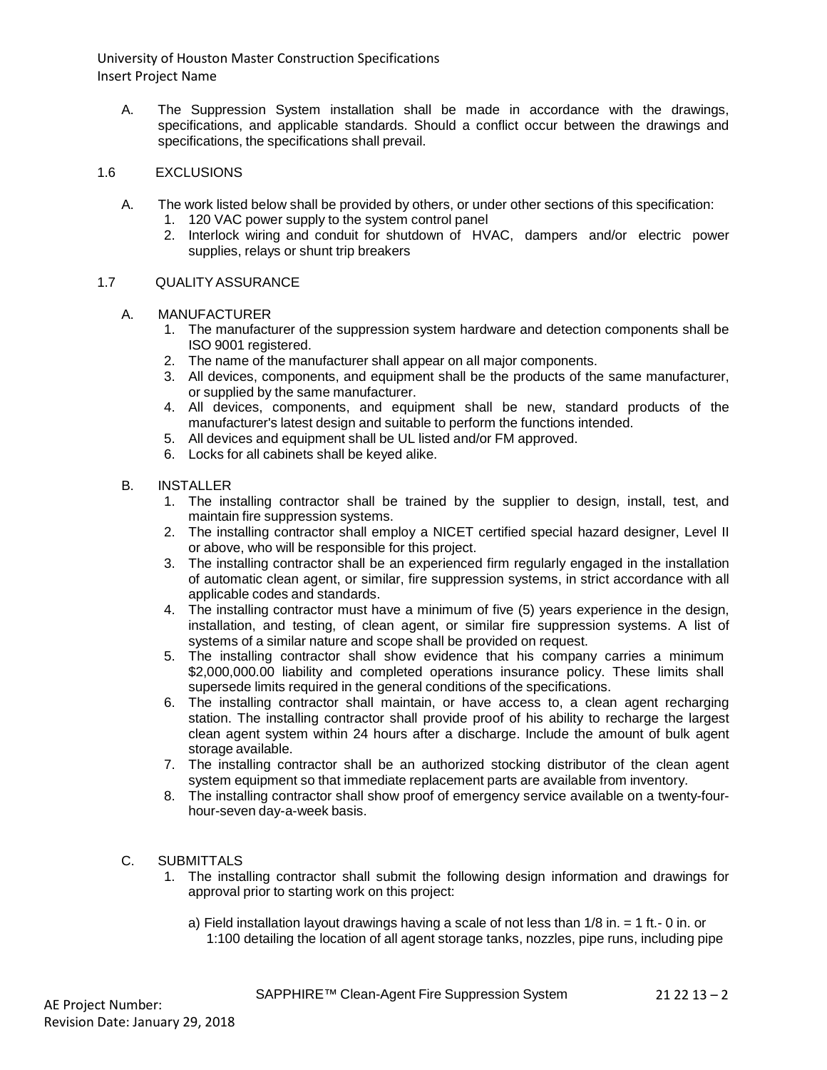A. The Suppression System installation shall be made in accordance with the drawings, specifications, and applicable standards. Should a conflict occur between the drawings and specifications, the specifications shall prevail.

## 1.6 EXCLUSIONS

A. The work listed below shall be provided by others, or under other sections of this specification:
   1. 120 VAC power supply to the system control panel
   2. Interlock wiring and conduit for shutdown of HVAC, dampers and/or electric power supplies, relays or shunt trip breakers

## 1.7 QUALITY ASSURANCE

A. MANUFACTURER
   1. The manufacturer of the suppression system hardware and detection components shall be ISO 9001 registered.
   2. The name of the manufacturer shall appear on all major components.
   3. All devices, components, and equipment shall be the products of the same manufacturer, or supplied by the same manufacturer.
   4. All devices, components, and equipment shall be new, standard products of the manufacturer's latest design and suitable to perform the functions intended.
   5. All devices and equipment shall be UL listed and/or FM approved.
   6. Locks for all cabinets shall be keyed alike.

B. INSTALLER
   1. The installing contractor shall be trained by the supplier to design, install, test, and maintain fire suppression systems.
   2. The installing contractor shall employ a NICET certified special hazard designer, Level II or above, who will be responsible for this project.
   3. The installing contractor shall be an experienced firm regularly engaged in the installation of automatic clean agent, or similar, fire suppression systems, in strict accordance with all applicable codes and standards.
   4. The installing contractor must have a minimum of five (5) years experience in the design, installation, and testing, of clean agent, or similar fire suppression systems. A list of systems of a similar nature and scope shall be provided on request.
   5. The installing contractor shall show evidence that his company carries a minimum $2,000,000.00 liability and completed operations insurance policy. These limits shall supersede limits required in the general conditions of the specifications.
   6. The installing contractor shall maintain, or have access to, a clean agent recharging station. The installing contractor shall provide proof of his ability to recharge the largest clean agent system within 24 hours after a discharge. Include the amount of bulk agent storage available.
   7. The installing contractor shall be an authorized stocking distributor of the clean agent system equipment so that immediate replacement parts are available from inventory.
   8. The installing contractor shall show proof of emergency service available on a twenty-four-hour-seven day-a-week basis.

C. SUBMITTALS
   1. The installing contractor shall submit the following design information and drawings for approval prior to starting work on this project:

      a) Field installation layout drawings having a scale of not less than 1/8 in. = 1 ft.- 0 in. or 1:100 detailing the location of all agent storage tanks, nozzles, pipe runs, including pipe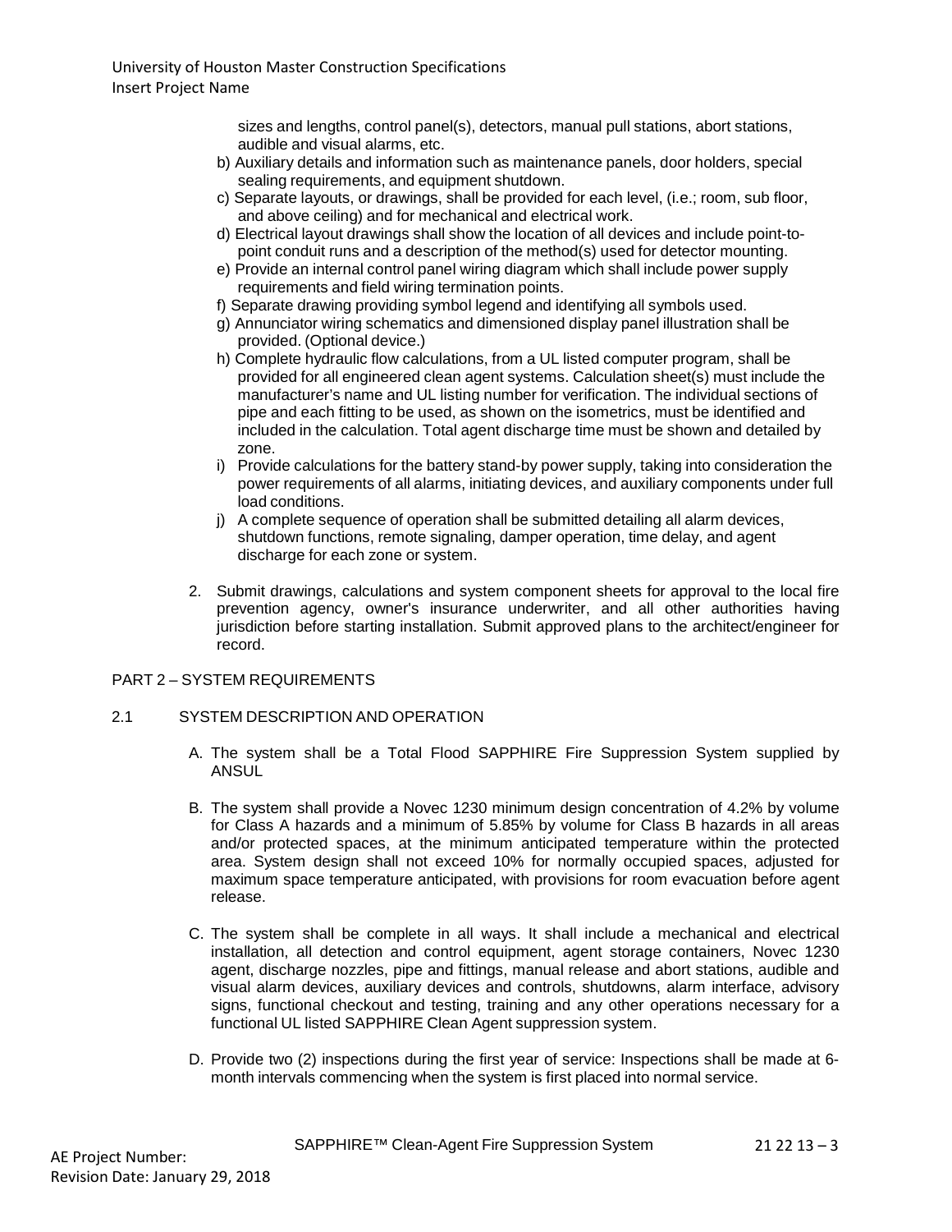sizes and lengths, control panel(s), detectors, manual pull stations, abort stations, audible and visual alarms, etc.

b) Auxiliary details and information such as maintenance panels, door holders, special sealing requirements, and equipment shutdown.

c) Separate layouts, or drawings, shall be provided for each level, (i.e.; room, sub floor, and above ceiling) and for mechanical and electrical work.

d) Electrical layout drawings shall show the location of all devices and include point-to-point conduit runs and a description of the method(s) used for detector mounting.

e) Provide an internal control panel wiring diagram which shall include power supply requirements and field wiring termination points.

f) Separate drawing providing symbol legend and identifying all symbols used.

g) Annunciator wiring schematics and dimensioned display panel illustration shall be provided. (Optional device.)

h) Complete hydraulic flow calculations, from a UL listed computer program, shall be provided for all engineered clean agent systems. Calculation sheet(s) must include the manufacturer's name and UL listing number for verification. The individual sections of pipe and each fitting to be used, as shown on the isometrics, must be identified and included in the calculation. Total agent discharge time must be shown and detailed by zone.

i) Provide calculations for the battery stand-by power supply, taking into consideration the power requirements of all alarms, initiating devices, and auxiliary components under full load conditions.

j) A complete sequence of operation shall be submitted detailing all alarm devices, shutdown functions, remote signaling, damper operation, time delay, and agent discharge for each zone or system.

2. Submit drawings, calculations and system component sheets for approval to the local fire prevention agency, owner's insurance underwriter, and all other authorities having jurisdiction before starting installation. Submit approved plans to the architect/engineer for record.

## PART 2 – SYSTEM REQUIREMENTS

### 2.1 SYSTEM DESCRIPTION AND OPERATION

A. The system shall be a Total Flood SAPPHIRE Fire Suppression System supplied by ANSUL

B. The system shall provide a Novec 1230 minimum design concentration of 4.2% by volume for Class A hazards and a minimum of 5.85% by volume for Class B hazards in all areas and/or protected spaces, at the minimum anticipated temperature within the protected area. System design shall not exceed 10% for normally occupied spaces, adjusted for maximum space temperature anticipated, with provisions for room evacuation before agent release.

C. The system shall be complete in all ways. It shall include a mechanical and electrical installation, all detection and control equipment, agent storage containers, Novec 1230 agent, discharge nozzles, pipe and fittings, manual release and abort stations, audible and visual alarm devices, auxiliary devices and controls, shutdowns, alarm interface, advisory signs, functional checkout and testing, training and any other operations necessary for a functional UL listed SAPPHIRE Clean Agent suppression system.

D. Provide two (2) inspections during the first year of service: Inspections shall be made at 6-month intervals commencing when the system is first placed into normal service.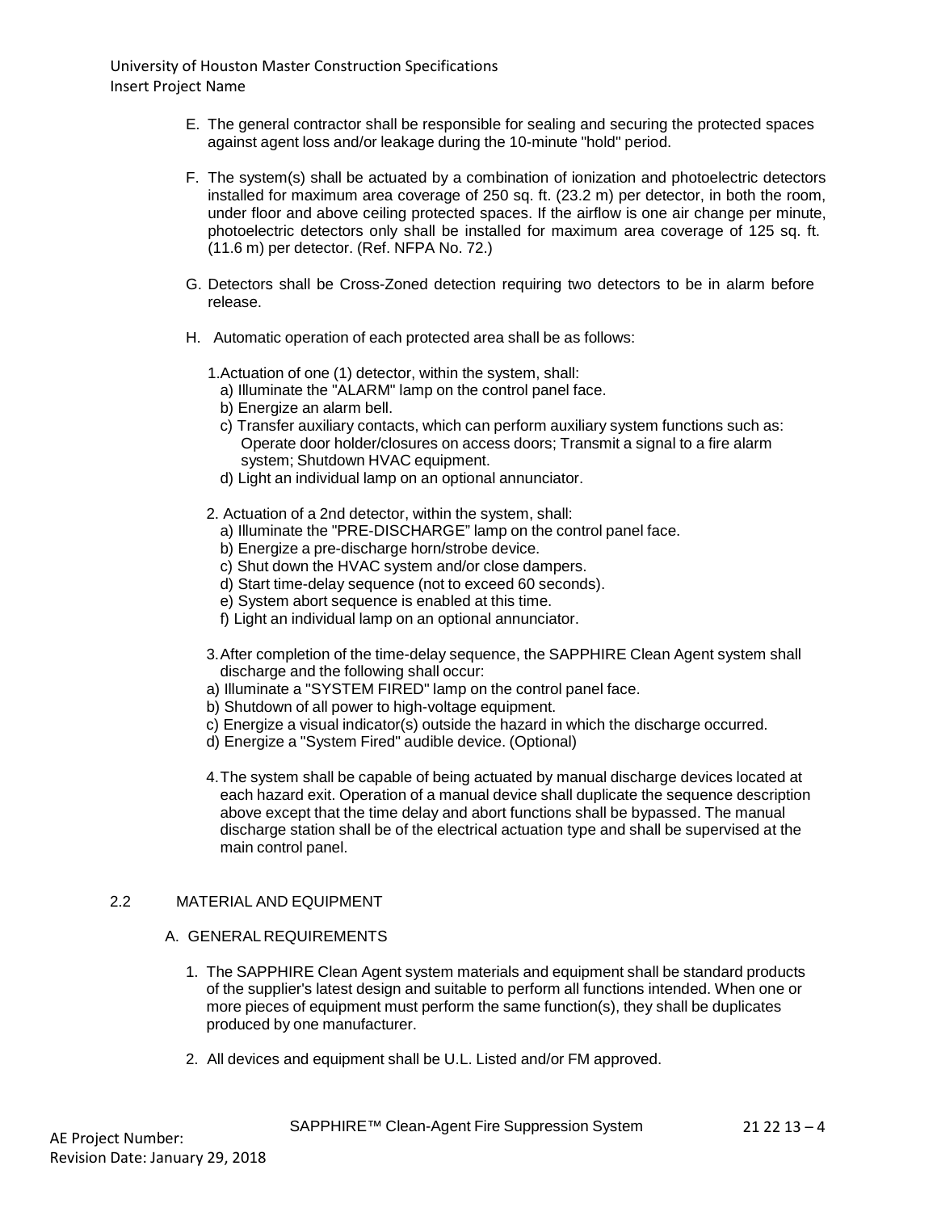E. The general contractor shall be responsible for sealing and securing the protected spaces against agent loss and/or leakage during the 10-minute "hold" period.

F. The system(s) shall be actuated by a combination of ionization and photoelectric detectors installed for maximum area coverage of 250 sq. ft. (23.2 m) per detector, in both the room, under floor and above ceiling protected spaces. If the airflow is one air change per minute, photoelectric detectors only shall be installed for maximum area coverage of 125 sq. ft. (11.6 m) per detector. (Ref. NFPA No. 72.)

G. Detectors shall be Cross-Zoned detection requiring two detectors to be in alarm before release.

H. Automatic operation of each protected area shall be as follows:

1. Actuation of one (1) detector, within the system, shall:
   a) Illuminate the "ALARM" lamp on the control panel face.
   b) Energize an alarm bell.
   c) Transfer auxiliary contacts, which can perform auxiliary system functions such as: Operate door holder/closures on access doors; Transmit a signal to a fire alarm system; Shutdown HVAC equipment.
   d) Light an individual lamp on an optional annunciator.

2. Actuation of a 2nd detector, within the system, shall:
   a) Illuminate the "PRE-DISCHARGE" lamp on the control panel face.
   b) Energize a pre-discharge horn/strobe device.
   c) Shut down the HVAC system and/or close dampers.
   d) Start time-delay sequence (not to exceed 60 seconds).
   e) System abort sequence is enabled at this time.
   f) Light an individual lamp on an optional annunciator.

3. After completion of the time-delay sequence, the SAPPHIRE Clean Agent system shall discharge and the following shall occur:
   a) Illuminate a "SYSTEM FIRED" lamp on the control panel face.
   b) Shutdown of all power to high-voltage equipment.
   c) Energize a visual indicator(s) outside the hazard in which the discharge occurred.
   d) Energize a "System Fired" audible device. (Optional)

4. The system shall be capable of being actuated by manual discharge devices located at each hazard exit. Operation of a manual device shall duplicate the sequence description above except that the time delay and abort functions shall be bypassed. The manual discharge station shall be of the electrical actuation type and shall be supervised at the main control panel.

## 2.2 MATERIAL AND EQUIPMENT

### A. GENERAL REQUIREMENTS

1. The SAPPHIRE Clean Agent system materials and equipment shall be standard products of the supplier's latest design and suitable to perform all functions intended. When one or more pieces of equipment must perform the same function(s), they shall be duplicates produced by one manufacturer.

2. All devices and equipment shall be U.L. Listed and/or FM approved.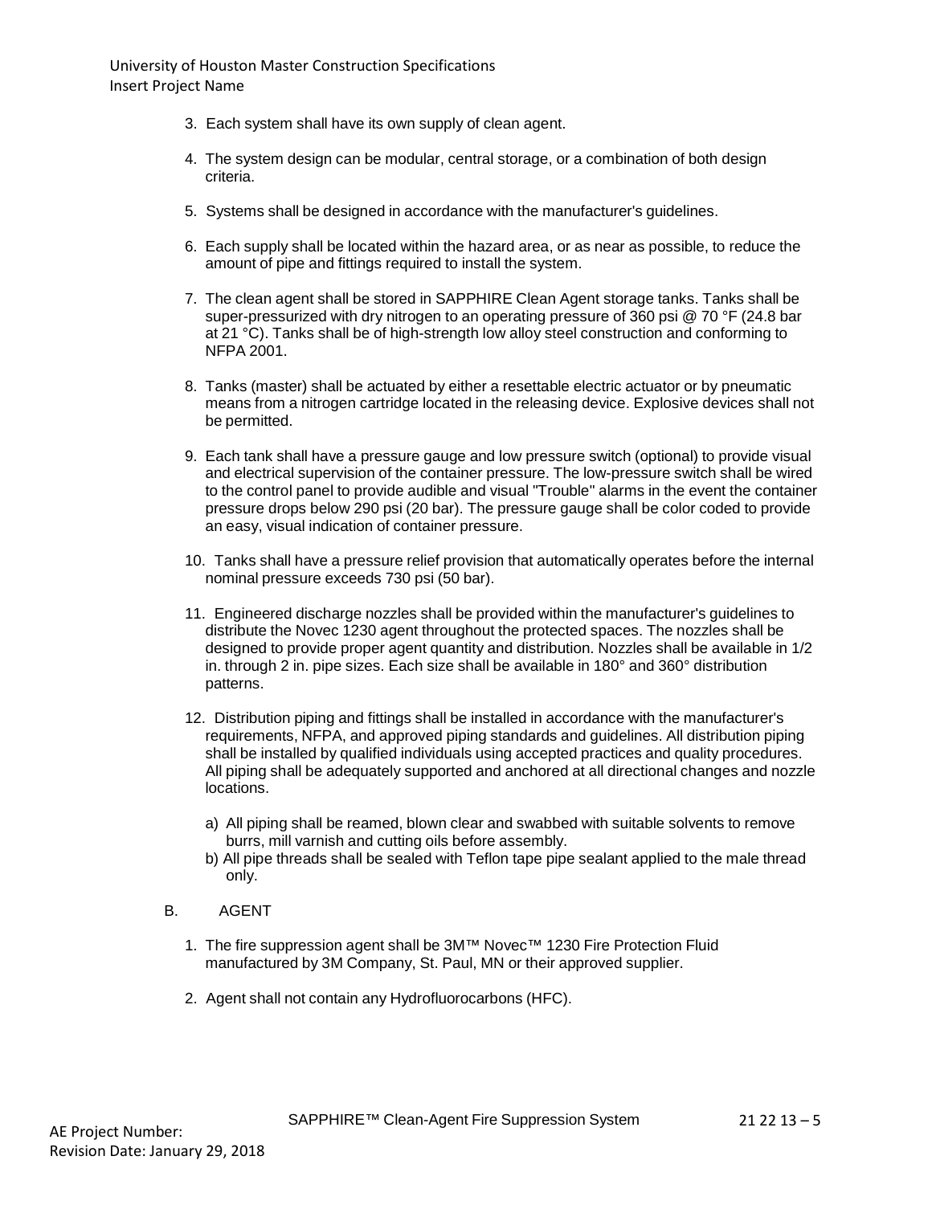3. Each system shall have its own supply of clean agent.

4. The system design can be modular, central storage, or a combination of both design criteria.

5. Systems shall be designed in accordance with the manufacturer's guidelines.

6. Each supply shall be located within the hazard area, or as near as possible, to reduce the amount of pipe and fittings required to install the system.

7. The clean agent shall be stored in SAPPHIRE Clean Agent storage tanks. Tanks shall be super-pressurized with dry nitrogen to an operating pressure of 360 psi @ 70 °F (24.8 bar at 21 °C). Tanks shall be of high-strength low alloy steel construction and conforming to NFPA 2001.

8. Tanks (master) shall be actuated by either a resettable electric actuator or by pneumatic means from a nitrogen cartridge located in the releasing device. Explosive devices shall not be permitted.

9. Each tank shall have a pressure gauge and low pressure switch (optional) to provide visual and electrical supervision of the container pressure. The low-pressure switch shall be wired to the control panel to provide audible and visual "Trouble" alarms in the event the container pressure drops below 290 psi (20 bar). The pressure gauge shall be color coded to provide an easy, visual indication of container pressure.

10. Tanks shall have a pressure relief provision that automatically operates before the internal nominal pressure exceeds 730 psi (50 bar).

11. Engineered discharge nozzles shall be provided within the manufacturer's guidelines to distribute the Novec 1230 agent throughout the protected spaces. The nozzles shall be designed to provide proper agent quantity and distribution. Nozzles shall be available in 1/2 in. through 2 in. pipe sizes. Each size shall be available in 180° and 360° distribution patterns.

12. Distribution piping and fittings shall be installed in accordance with the manufacturer's requirements, NFPA, and approved piping standards and guidelines. All distribution piping shall be installed by qualified individuals using accepted practices and quality procedures. All piping shall be adequately supported and anchored at all directional changes and nozzle locations.

    a) All piping shall be reamed, blown clear and swabbed with suitable solvents to remove burrs, mill varnish and cutting oils before assembly.
    b) All pipe threads shall be sealed with Teflon tape pipe sealant applied to the male thread only.

B. AGENT

1. The fire suppression agent shall be 3M™ Novec™ 1230 Fire Protection Fluid manufactured by 3M Company, St. Paul, MN or their approved supplier.

2. Agent shall not contain any Hydrofluorocarbons (HFC).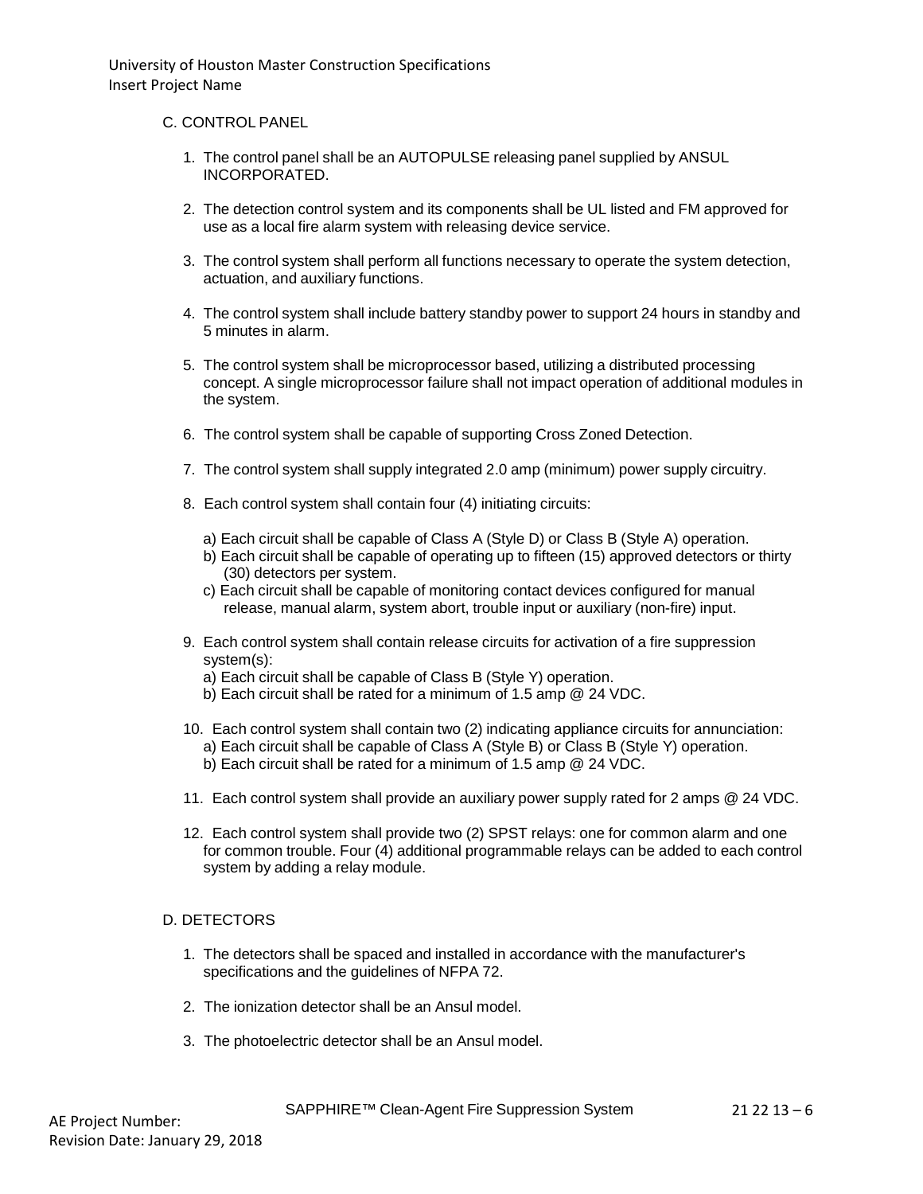C. CONTROL PANEL

1. The control panel shall be an AUTOPULSE releasing panel supplied by ANSUL INCORPORATED.

2. The detection control system and its components shall be UL listed and FM approved for use as a local fire alarm system with releasing device service.

3. The control system shall perform all functions necessary to operate the system detection, actuation, and auxiliary functions.

4. The control system shall include battery standby power to support 24 hours in standby and 5 minutes in alarm.

5. The control system shall be microprocessor based, utilizing a distributed processing concept. A single microprocessor failure shall not impact operation of additional modules in the system.

6. The control system shall be capable of supporting Cross Zoned Detection.

7. The control system shall supply integrated 2.0 amp (minimum) power supply circuitry.

8. Each control system shall contain four (4) initiating circuits:

   a) Each circuit shall be capable of Class A (Style D) or Class B (Style A) operation.
   b) Each circuit shall be capable of operating up to fifteen (15) approved detectors or thirty (30) detectors per system.
   c) Each circuit shall be capable of monitoring contact devices configured for manual release, manual alarm, system abort, trouble input or auxiliary (non-fire) input.

9. Each control system shall contain release circuits for activation of a fire suppression system(s):
   a) Each circuit shall be capable of Class B (Style Y) operation.
   b) Each circuit shall be rated for a minimum of 1.5 amp @ 24 VDC.

10. Each control system shall contain two (2) indicating appliance circuits for annunciation:
    a) Each circuit shall be capable of Class A (Style B) or Class B (Style Y) operation.
    b) Each circuit shall be rated for a minimum of 1.5 amp @ 24 VDC.

11. Each control system shall provide an auxiliary power supply rated for 2 amps @ 24 VDC.

12. Each control system shall provide two (2) SPST relays: one for common alarm and one for common trouble. Four (4) additional programmable relays can be added to each control system by adding a relay module.

D. DETECTORS

1. The detectors shall be spaced and installed in accordance with the manufacturer's specifications and the guidelines of NFPA 72.

2. The ionization detector shall be an Ansul model.

3. The photoelectric detector shall be an Ansul model.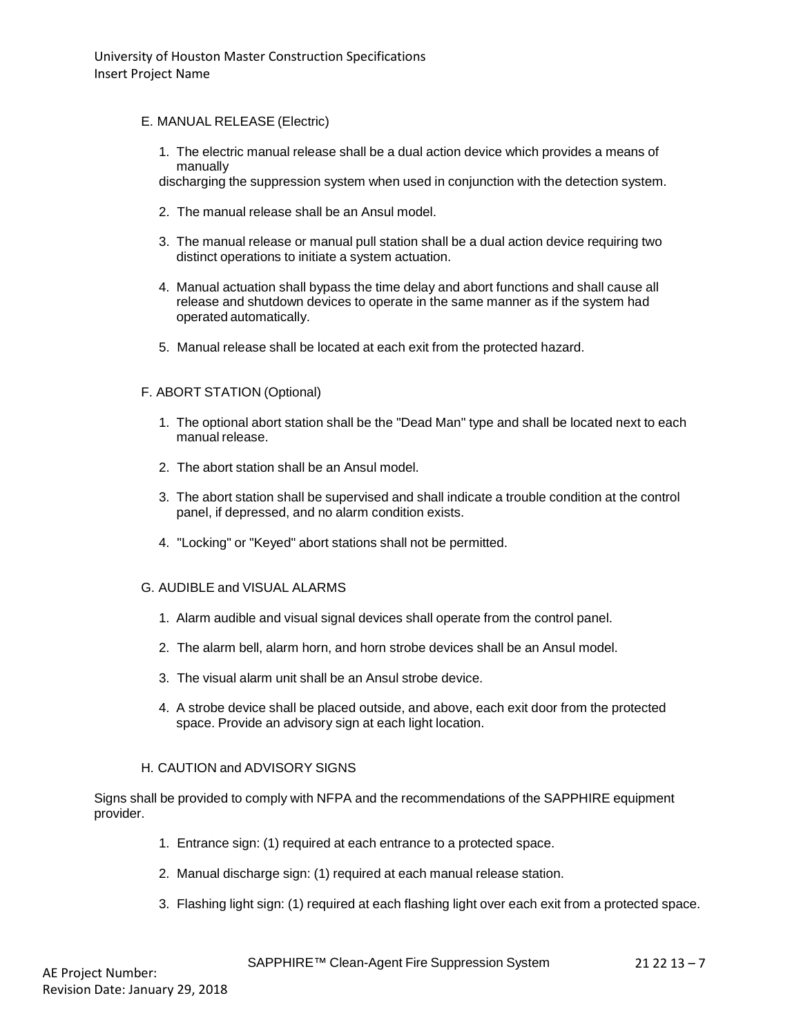E. MANUAL RELEASE (Electric)

1. The electric manual release shall be a dual action device which provides a means of manually discharging the suppression system when used in conjunction with the detection system.

2. The manual release shall be an Ansul model.

3. The manual release or manual pull station shall be a dual action device requiring two distinct operations to initiate a system actuation.

4. Manual actuation shall bypass the time delay and abort functions and shall cause all release and shutdown devices to operate in the same manner as if the system had operated automatically.

5. Manual release shall be located at each exit from the protected hazard.

F. ABORT STATION (Optional)

1. The optional abort station shall be the "Dead Man" type and shall be located next to each manual release.

2. The abort station shall be an Ansul model.

3. The abort station shall be supervised and shall indicate a trouble condition at the control panel, if depressed, and no alarm condition exists.

4. "Locking" or "Keyed" abort stations shall not be permitted.

G. AUDIBLE and VISUAL ALARMS

1. Alarm audible and visual signal devices shall operate from the control panel.

2. The alarm bell, alarm horn, and horn strobe devices shall be an Ansul model.

3. The visual alarm unit shall be an Ansul strobe device.

4. A strobe device shall be placed outside, and above, each exit door from the protected space. Provide an advisory sign at each light location.

H. CAUTION and ADVISORY SIGNS

Signs shall be provided to comply with NFPA and the recommendations of the SAPPHIRE equipment provider.

1. Entrance sign: (1) required at each entrance to a protected space.

2. Manual discharge sign: (1) required at each manual release station.

3. Flashing light sign: (1) required at each flashing light over each exit from a protected space.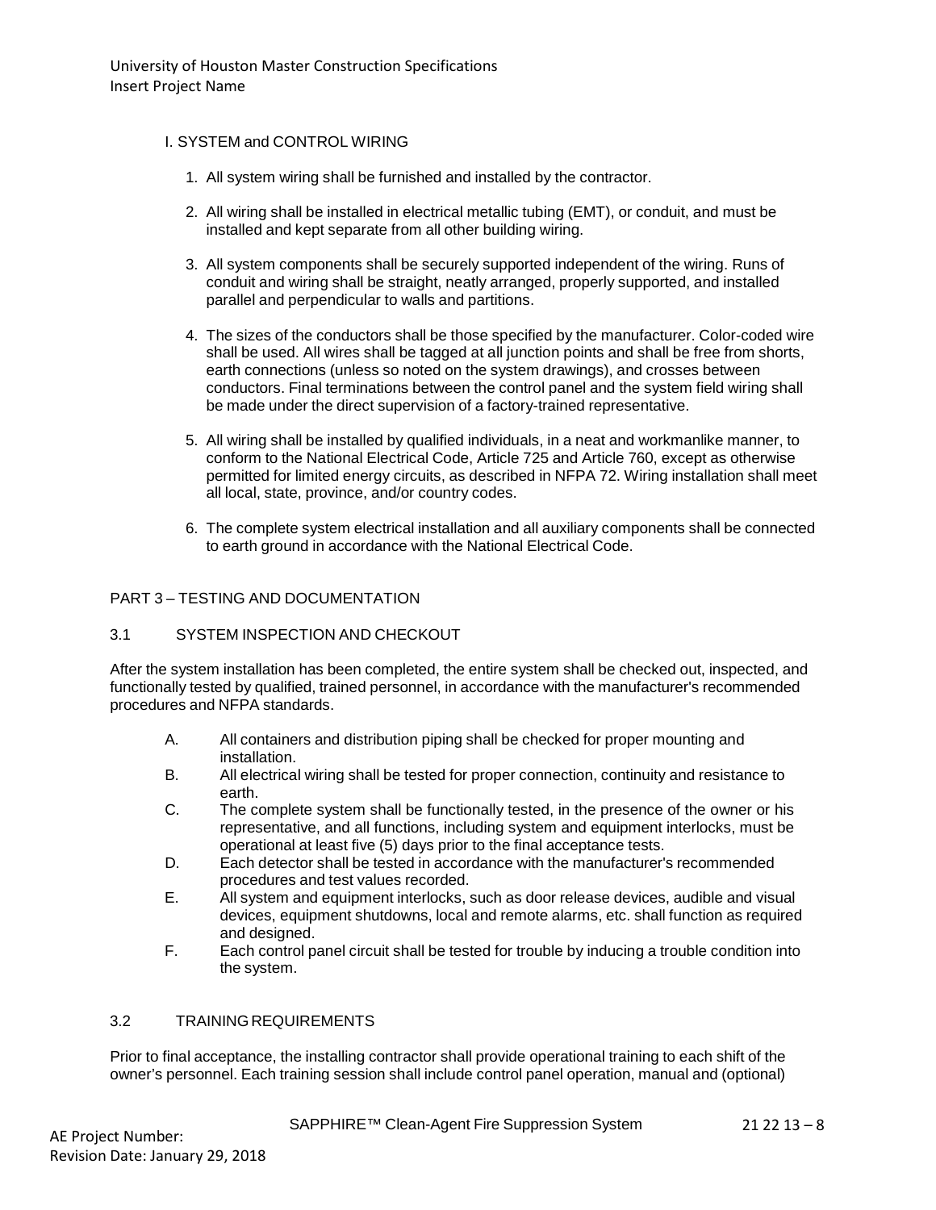I. SYSTEM and CONTROL WIRING

1. All system wiring shall be furnished and installed by the contractor.

2. All wiring shall be installed in electrical metallic tubing (EMT), or conduit, and must be installed and kept separate from all other building wiring.

3. All system components shall be securely supported independent of the wiring. Runs of conduit and wiring shall be straight, neatly arranged, properly supported, and installed parallel and perpendicular to walls and partitions.

4. The sizes of the conductors shall be those specified by the manufacturer. Color-coded wire shall be used. All wires shall be tagged at all junction points and shall be free from shorts, earth connections (unless so noted on the system drawings), and crosses between conductors. Final terminations between the control panel and the system field wiring shall be made under the direct supervision of a factory-trained representative.

5. All wiring shall be installed by qualified individuals, in a neat and workmanlike manner, to conform to the National Electrical Code, Article 725 and Article 760, except as otherwise permitted for limited energy circuits, as described in NFPA 72. Wiring installation shall meet all local, state, province, and/or country codes.

6. The complete system electrical installation and all auxiliary components shall be connected to earth ground in accordance with the National Electrical Code.

## PART 3 – TESTING AND DOCUMENTATION

### 3.1 SYSTEM INSPECTION AND CHECKOUT

After the system installation has been completed, the entire system shall be checked out, inspected, and functionally tested by qualified, trained personnel, in accordance with the manufacturer's recommended procedures and NFPA standards.

A. All containers and distribution piping shall be checked for proper mounting and installation.

B. All electrical wiring shall be tested for proper connection, continuity and resistance to earth.

C. The complete system shall be functionally tested, in the presence of the owner or his representative, and all functions, including system and equipment interlocks, must be operational at least five (5) days prior to the final acceptance tests.

D. Each detector shall be tested in accordance with the manufacturer's recommended procedures and test values recorded.

E. All system and equipment interlocks, such as door release devices, audible and visual devices, equipment shutdowns, local and remote alarms, etc. shall function as required and designed.

F. Each control panel circuit shall be tested for trouble by inducing a trouble condition into the system.

### 3.2 TRAINING REQUIREMENTS

Prior to final acceptance, the installing contractor shall provide operational training to each shift of the owner's personnel. Each training session shall include control panel operation, manual and (optional)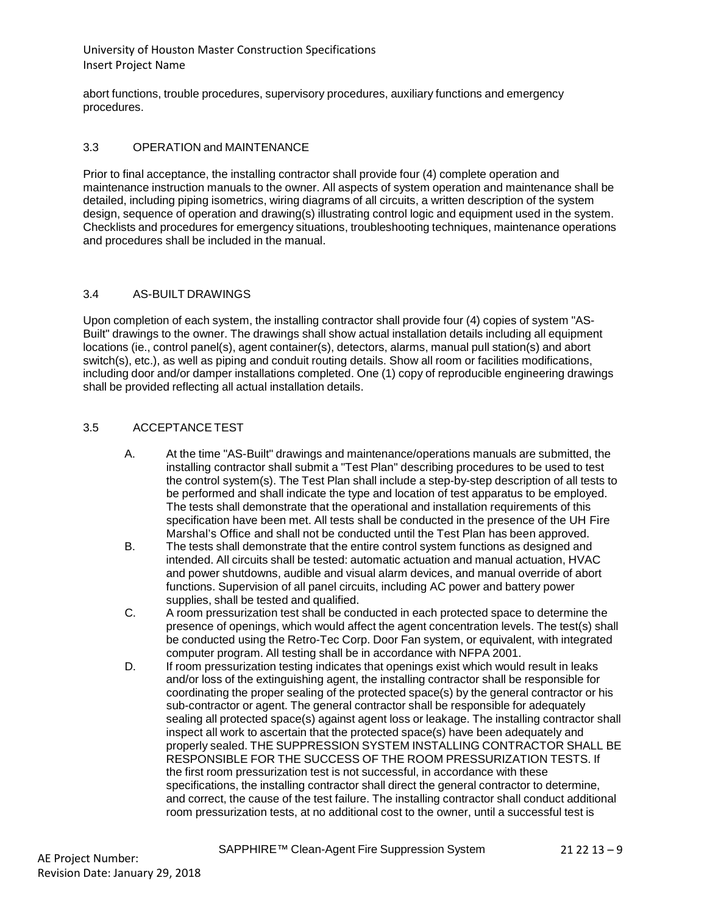abort functions, trouble procedures, supervisory procedures, auxiliary functions and emergency procedures.

## 3.3 OPERATION and MAINTENANCE

Prior to final acceptance, the installing contractor shall provide four (4) complete operation and maintenance instruction manuals to the owner. All aspects of system operation and maintenance shall be detailed, including piping isometrics, wiring diagrams of all circuits, a written description of the system design, sequence of operation and drawing(s) illustrating control logic and equipment used in the system. Checklists and procedures for emergency situations, troubleshooting techniques, maintenance operations and procedures shall be included in the manual.

## 3.4 AS-BUILT DRAWINGS

Upon completion of each system, the installing contractor shall provide four (4) copies of system "AS-Built" drawings to the owner. The drawings shall show actual installation details including all equipment locations (ie., control panel(s), agent container(s), detectors, alarms, manual pull station(s) and abort switch(s), etc.), as well as piping and conduit routing details. Show all room or facilities modifications, including door and/or damper installations completed. One (1) copy of reproducible engineering drawings shall be provided reflecting all actual installation details.

## 3.5 ACCEPTANCE TEST

A. At the time "AS-Built" drawings and maintenance/operations manuals are submitted, the installing contractor shall submit a "Test Plan" describing procedures to be used to test the control system(s). The Test Plan shall include a step-by-step description of all tests to be performed and shall indicate the type and location of test apparatus to be employed. The tests shall demonstrate that the operational and installation requirements of this specification have been met. All tests shall be conducted in the presence of the UH Fire Marshal's Office and shall not be conducted until the Test Plan has been approved.

B. The tests shall demonstrate that the entire control system functions as designed and intended. All circuits shall be tested: automatic actuation and manual actuation, HVAC and power shutdowns, audible and visual alarm devices, and manual override of abort functions. Supervision of all panel circuits, including AC power and battery power supplies, shall be tested and qualified.

C. A room pressurization test shall be conducted in each protected space to determine the presence of openings, which would affect the agent concentration levels. The test(s) shall be conducted using the Retro-Tec Corp. Door Fan system, or equivalent, with integrated computer program. All testing shall be in accordance with NFPA 2001.

D. If room pressurization testing indicates that openings exist which would result in leaks and/or loss of the extinguishing agent, the installing contractor shall be responsible for coordinating the proper sealing of the protected space(s) by the general contractor or his sub-contractor or agent. The general contractor shall be responsible for adequately sealing all protected space(s) against agent loss or leakage. The installing contractor shall inspect all work to ascertain that the protected space(s) have been adequately and properly sealed. THE SUPPRESSION SYSTEM INSTALLING CONTRACTOR SHALL BE RESPONSIBLE FOR THE SUCCESS OF THE ROOM PRESSURIZATION TESTS. If the first room pressurization test is not successful, in accordance with these specifications, the installing contractor shall direct the general contractor to determine, and correct, the cause of the test failure. The installing contractor shall conduct additional room pressurization tests, at no additional cost to the owner, until a successful test is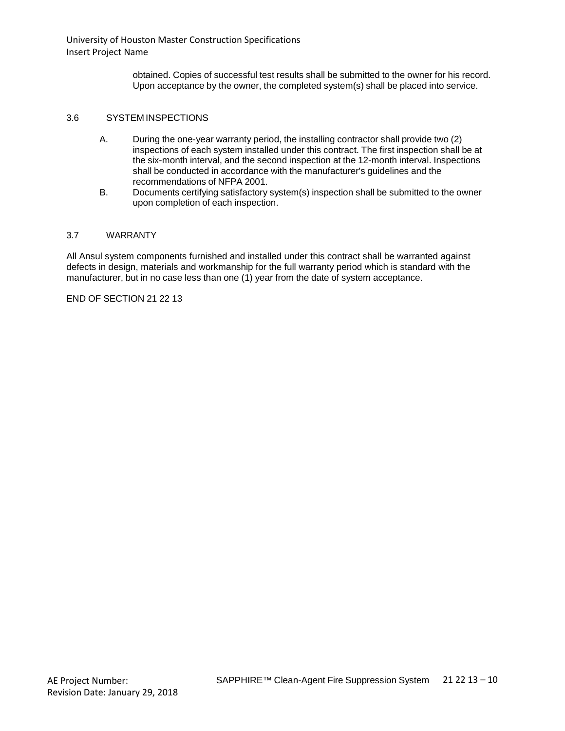obtained. Copies of successful test results shall be submitted to the owner for his record. Upon acceptance by the owner, the completed system(s) shall be placed into service.

3.6 SYSTEM INSPECTIONS

A. During the one-year warranty period, the installing contractor shall provide two (2) inspections of each system installed under this contract. The first inspection shall be at the six-month interval, and the second inspection at the 12-month interval. Inspections shall be conducted in accordance with the manufacturer's guidelines and the recommendations of NFPA 2001.

B. Documents certifying satisfactory system(s) inspection shall be submitted to the owner upon completion of each inspection.

3.7 WARRANTY

All Ansul system components furnished and installed under this contract shall be warranted against defects in design, materials and workmanship for the full warranty period which is standard with the manufacturer, but in no case less than one (1) year from the date of system acceptance.

END OF SECTION 21 22 13